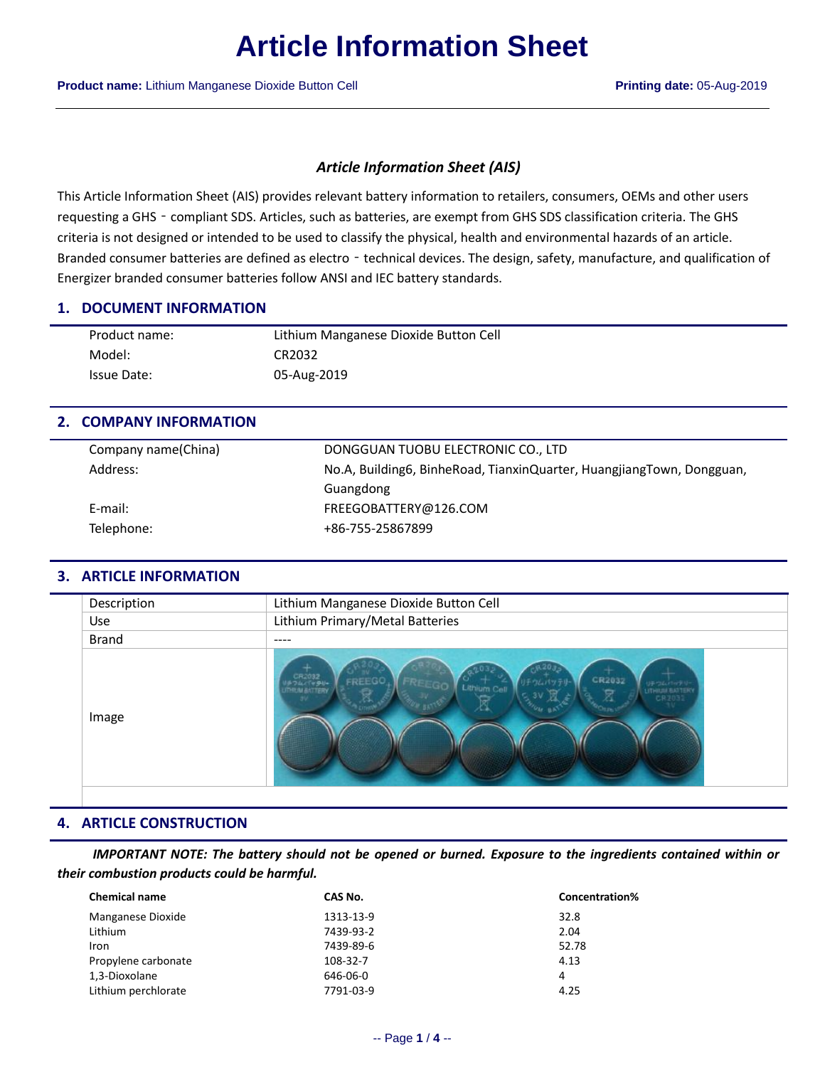# Article Information Sheet

**Product name:** Lithium Manganese Dioxide Button Cell **Printing date:** 05-Aug-2019

### *Article Information Sheet (AIS)*

This Article Information Sheet (AIS) provides relevant battery information to retailers, consumers, OEMs and other users requesting a GHS‐compliant SDS. Articles, such as batteries, are exempt from GHS SDS classification criteria. The GHS criteria is not designed or intended to be used to classify the physical, health and environmental hazards of an article. Branded consumer batteries are defined as electro‐technical devices. The design, safety, manufacture, and qualification of Energizer branded consumer batteries follow ANSI and IEC battery standards.

## 1. DOCUMENT INFORMATION

| | |
|---|---|
| Product name: | Lithium Manganese Dioxide Button Cell |
| Model: | CR2032 |
| Issue Date: | 05-Aug-2019 |

## 2. COMPANY INFORMATION

| | |
|---|---|
| Company name(China) | DONGGUAN TUOBU ELECTRONIC CO., LTD |
| Address: | No.A, Building6, BinheRoad, TianxinQuarter, HuangjiangTown, Dongguan, Guangdong |
| E-mail: | FREEGOBATTERY@126.COM |
| Telephone: | +86-755-25867899 |

## 3. ARTICLE INFORMATION

| | |
|---|---|
| Description | Lithium Manganese Dioxide Button Cell |
| Use | Lithium Primary/Metal Batteries |
| Brand | ---- |
| Image | |

## 4. ARTICLE CONSTRUCTION

***IMPORTANT NOTE: The battery should not be opened or burned. Exposure to the ingredients contained within or their combustion products could be harmful.***

| Chemical name | CAS No. | Concentration% |
|---|---|---|
| Manganese Dioxide | 1313-13-9 | 32.8 |
| Lithium | 7439-93-2 | 2.04 |
| Iron | 7439-89-6 | 52.78 |
| Propylene carbonate | 108-32-7 | 4.13 |
| 1,3-Dioxolane | 646-06-0 | 4 |
| Lithium perchlorate | 7791-03-9 | 4.25 |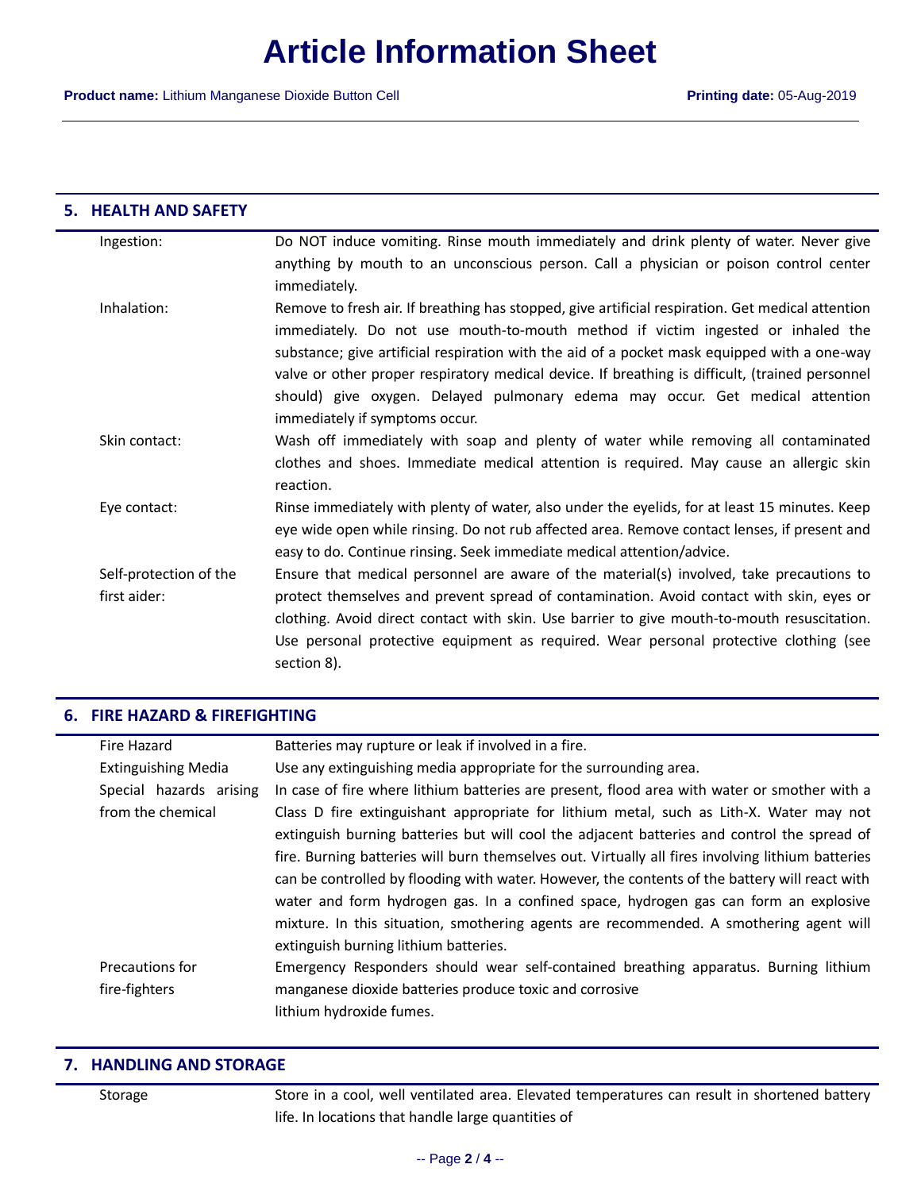## 5. HEALTH AND SAFETY

| | |
|---|---|
| Ingestion: | Do NOT induce vomiting. Rinse mouth immediately and drink plenty of water. Never give anything by mouth to an unconscious person. Call a physician or poison control center immediately. |
| Inhalation: | Remove to fresh air. If breathing has stopped, give artificial respiration. Get medical attention immediately. Do not use mouth-to-mouth method if victim ingested or inhaled the substance; give artificial respiration with the aid of a pocket mask equipped with a one-way valve or other proper respiratory medical device. If breathing is difficult, (trained personnel should) give oxygen. Delayed pulmonary edema may occur. Get medical attention immediately if symptoms occur. |
| Skin contact: | Wash off immediately with soap and plenty of water while removing all contaminated clothes and shoes. Immediate medical attention is required. May cause an allergic skin reaction. |
| Eye contact: | Rinse immediately with plenty of water, also under the eyelids, for at least 15 minutes. Keep eye wide open while rinsing. Do not rub affected area. Remove contact lenses, if present and easy to do. Continue rinsing. Seek immediate medical attention/advice. |
| Self-protection of the first aider: | Ensure that medical personnel are aware of the material(s) involved, take precautions to protect themselves and prevent spread of contamination. Avoid contact with skin, eyes or clothing. Avoid direct contact with skin. Use barrier to give mouth-to-mouth resuscitation. Use personal protective equipment as required. Wear personal protective clothing (see section 8). |

## 6. FIRE HAZARD & FIREFIGHTING

| | |
|---|---|
| Fire Hazard | Batteries may rupture or leak if involved in a fire. |
| Extinguishing Media | Use any extinguishing media appropriate for the surrounding area. |
| Special hazards arising from the chemical | In case of fire where lithium batteries are present, flood area with water or smother with a Class D fire extinguishant appropriate for lithium metal, such as Lith-X. Water may not extinguish burning batteries but will cool the adjacent batteries and control the spread of fire. Burning batteries will burn themselves out. Virtually all fires involving lithium batteries can be controlled by flooding with water. However, the contents of the battery will react with water and form hydrogen gas. In a confined space, hydrogen gas can form an explosive mixture. In this situation, smothering agents are recommended. A smothering agent will extinguish burning lithium batteries. |
| Precautions for fire-fighters | Emergency Responders should wear self-contained breathing apparatus. Burning lithium manganese dioxide batteries produce toxic and corrosive lithium hydroxide fumes. |

## 7. HANDLING AND STORAGE

| | |
|---|---|
| Storage | Store in a cool, well ventilated area. Elevated temperatures can result in shortened battery life. In locations that handle large quantities of |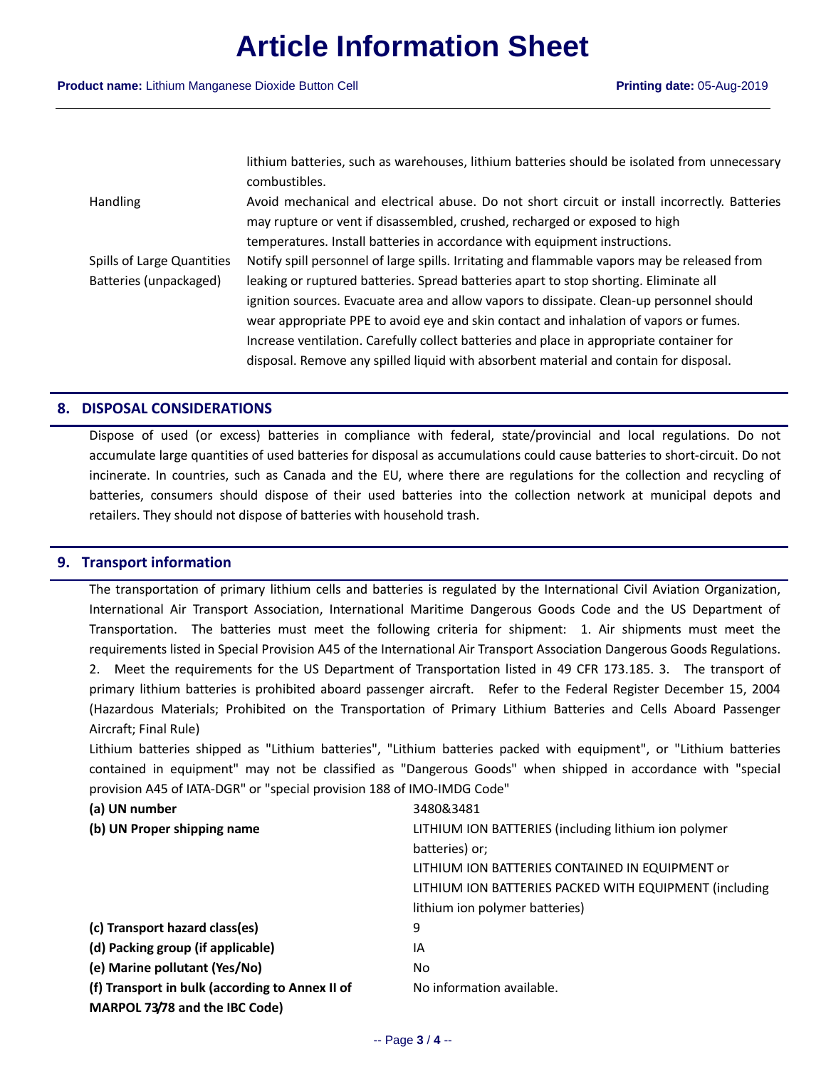| | |
|---|---|
| | lithium batteries, such as warehouses, lithium batteries should be isolated from unnecessary combustibles. |
| Handling | Avoid mechanical and electrical abuse. Do not short circuit or install incorrectly. Batteries may rupture or vent if disassembled, crushed, recharged or exposed to high temperatures. Install batteries in accordance with equipment instructions. |
| Spills of Large Quantities Batteries (unpackaged) | Notify spill personnel of large spills. Irritating and flammable vapors may be released from leaking or ruptured batteries. Spread batteries apart to stop shorting. Eliminate all ignition sources. Evacuate area and allow vapors to dissipate. Clean-up personnel should wear appropriate PPE to avoid eye and skin contact and inhalation of vapors or fumes. Increase ventilation. Carefully collect batteries and place in appropriate container for disposal. Remove any spilled liquid with absorbent material and contain for disposal. |

## 8. DISPOSAL CONSIDERATIONS

Dispose of used (or excess) batteries in compliance with federal, state/provincial and local regulations. Do not accumulate large quantities of used batteries for disposal as accumulations could cause batteries to short-circuit. Do not incinerate. In countries, such as Canada and the EU, where there are regulations for the collection and recycling of batteries, consumers should dispose of their used batteries into the collection network at municipal depots and retailers. They should not dispose of batteries with household trash.

## 9. Transport information

The transportation of primary lithium cells and batteries is regulated by the International Civil Aviation Organization, International Air Transport Association, International Maritime Dangerous Goods Code and the US Department of Transportation. The batteries must meet the following criteria for shipment: 1. Air shipments must meet the requirements listed in Special Provision A45 of the International Air Transport Association Dangerous Goods Regulations. 2. Meet the requirements for the US Department of Transportation listed in 49 CFR 173.185. 3. The transport of primary lithium batteries is prohibited aboard passenger aircraft. Refer to the Federal Register December 15, 2004 (Hazardous Materials; Prohibited on the Transportation of Primary Lithium Batteries and Cells Aboard Passenger Aircraft; Final Rule)

Lithium batteries shipped as "Lithium batteries", "Lithium batteries packed with equipment", or "Lithium batteries contained in equipment" may not be classified as "Dangerous Goods" when shipped in accordance with "special provision A45 of IATA-DGR" or "special provision 188 of IMO-IMDG Code"

| | |
|---|---|
| **(a) UN number** | 3480&3481 |
| **(b) UN Proper shipping name** | LITHIUM ION BATTERIES (including lithium ion polymer batteries) or; LITHIUM ION BATTERIES CONTAINED IN EQUIPMENT or LITHIUM ION BATTERIES PACKED WITH EQUIPMENT (including lithium ion polymer batteries) |
| **(c) Transport hazard class(es)** | 9 |
| **(d) Packing group (if applicable)** | IA |
| **(e) Marine pollutant (Yes/No)** | No |
| **(f) Transport in bulk (according to Annex II of MARPOL 73/78 and the IBC Code)** | No information available. |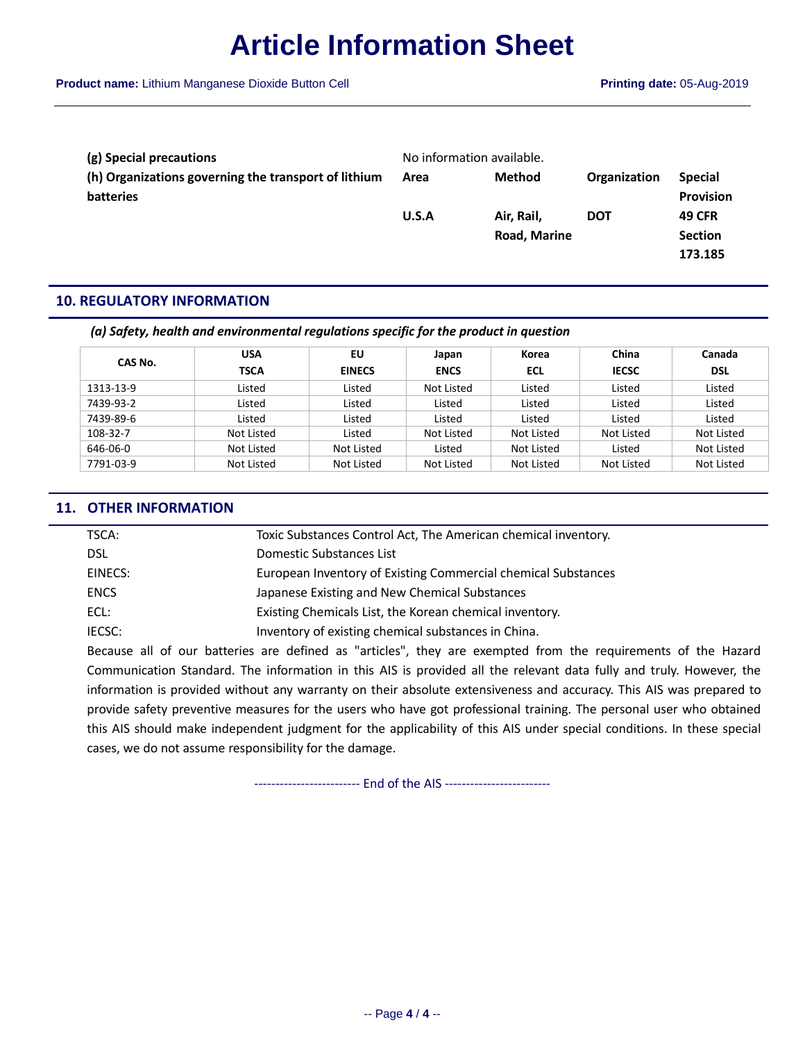| | | | | |
|---|---|---|---|---|
| **(g) Special precautions** | No information available. | | | |
| **(h) Organizations governing the transport of lithium batteries** | **Area** | **Method** | **Organization** | **Special Provision** |
| | **U.S.A** | **Air, Rail, Road, Marine** | **DOT** | **49 CFR Section 173.185** |

## 10. REGULATORY INFORMATION

***(a) Safety, health and environmental regulations specific for the product in question***

| CAS No. | USA TSCA | EU EINECS | Japan ENCS | Korea ECL | China IECSC | Canada DSL |
|---|---|---|---|---|---|---|
| 1313-13-9 | Listed | Listed | Not Listed | Listed | Listed | Listed |
| 7439-93-2 | Listed | Listed | Listed | Listed | Listed | Listed |
| 7439-89-6 | Listed | Listed | Listed | Listed | Listed | Listed |
| 108-32-7 | Not Listed | Listed | Not Listed | Not Listed | Not Listed | Not Listed |
| 646-06-0 | Not Listed | Not Listed | Listed | Not Listed | Listed | Not Listed |
| 7791-03-9 | Not Listed | Not Listed | Not Listed | Not Listed | Not Listed | Not Listed |

## 11. OTHER INFORMATION

| | |
|---|---|
| TSCA: | Toxic Substances Control Act, The American chemical inventory. |
| DSL | Domestic Substances List |
| EINECS: | European Inventory of Existing Commercial chemical Substances |
| ENCS | Japanese Existing and New Chemical Substances |
| ECL: | Existing Chemicals List, the Korean chemical inventory. |
| IECSC: | Inventory of existing chemical substances in China. |

Because all of our batteries are defined as "articles", they are exempted from the requirements of the Hazard Communication Standard. The information in this AIS is provided all the relevant data fully and truly. However, the information is provided without any warranty on their absolute extensiveness and accuracy. This AIS was prepared to provide safety preventive measures for the users who have got professional training. The personal user who obtained this AIS should make independent judgment for the applicability of this AIS under special conditions. In these special cases, we do not assume responsibility for the damage.

------------------------- End of the AIS -------------------------